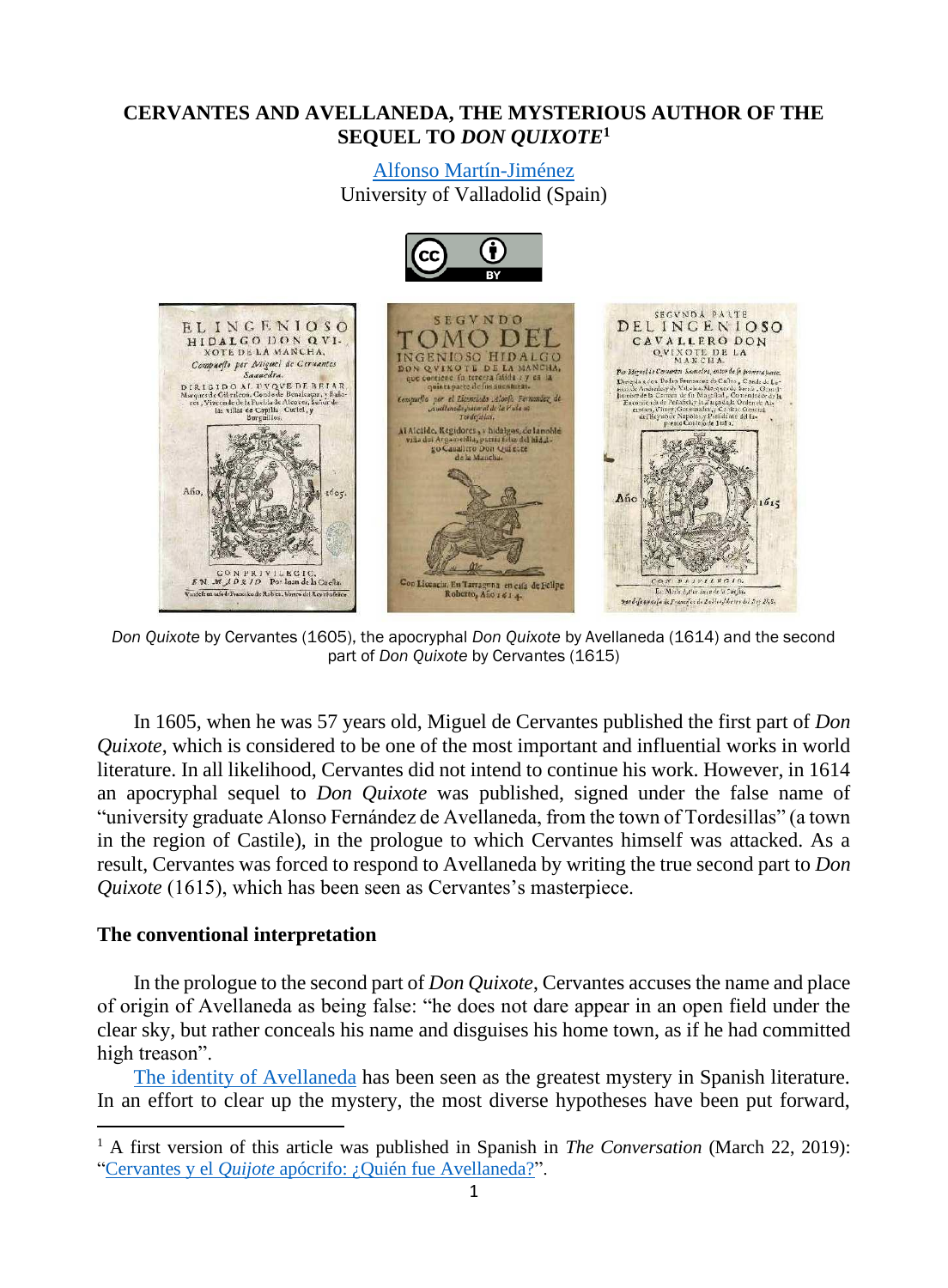# CERVANTES AND AVELLANEDA, THE MYSTERIOUS AUTHOR OF THE SEQUEL TO *DON QUIXOTE*[1]

Alfonso Martín-Jiménez
University of Valladolid (Spain)

*Don Quixote* by Cervantes (1605), the apocryphal *Don Quixote* by Avellaneda (1614) and the second part of *Don Quixote* by Cervantes (1615)

In 1605, when he was 57 years old, Miguel de Cervantes published the first part of *Don Quixote*, which is considered to be one of the most important and influential works in world literature. In all likelihood, Cervantes did not intend to continue his work. However, in 1614 an apocryphal sequel to *Don Quixote* was published, signed under the false name of "university graduate Alonso Fernández de Avellaneda, from the town of Tordesillas" (a town in the region of Castile), in the prologue to which Cervantes himself was attacked. As a result, Cervantes was forced to respond to Avellaneda by writing the true second part to *Don Quixote* (1615), which has been seen as Cervantes's masterpiece.

## The conventional interpretation

In the prologue to the second part of *Don Quixote*, Cervantes accuses the name and place of origin of Avellaneda as being false: "he does not dare appear in an open field under the clear sky, but rather conceals his name and disguises his home town, as if he had committed high treason".

The identity of Avellaneda has been seen as the greatest mystery in Spanish literature. In an effort to clear up the mystery, the most diverse hypotheses have been put forward,

[1] A first version of this article was published in Spanish in *The Conversation* (March 22, 2019): "Cervantes y el *Quijote* apócrifo: ¿Quién fue Avellaneda?".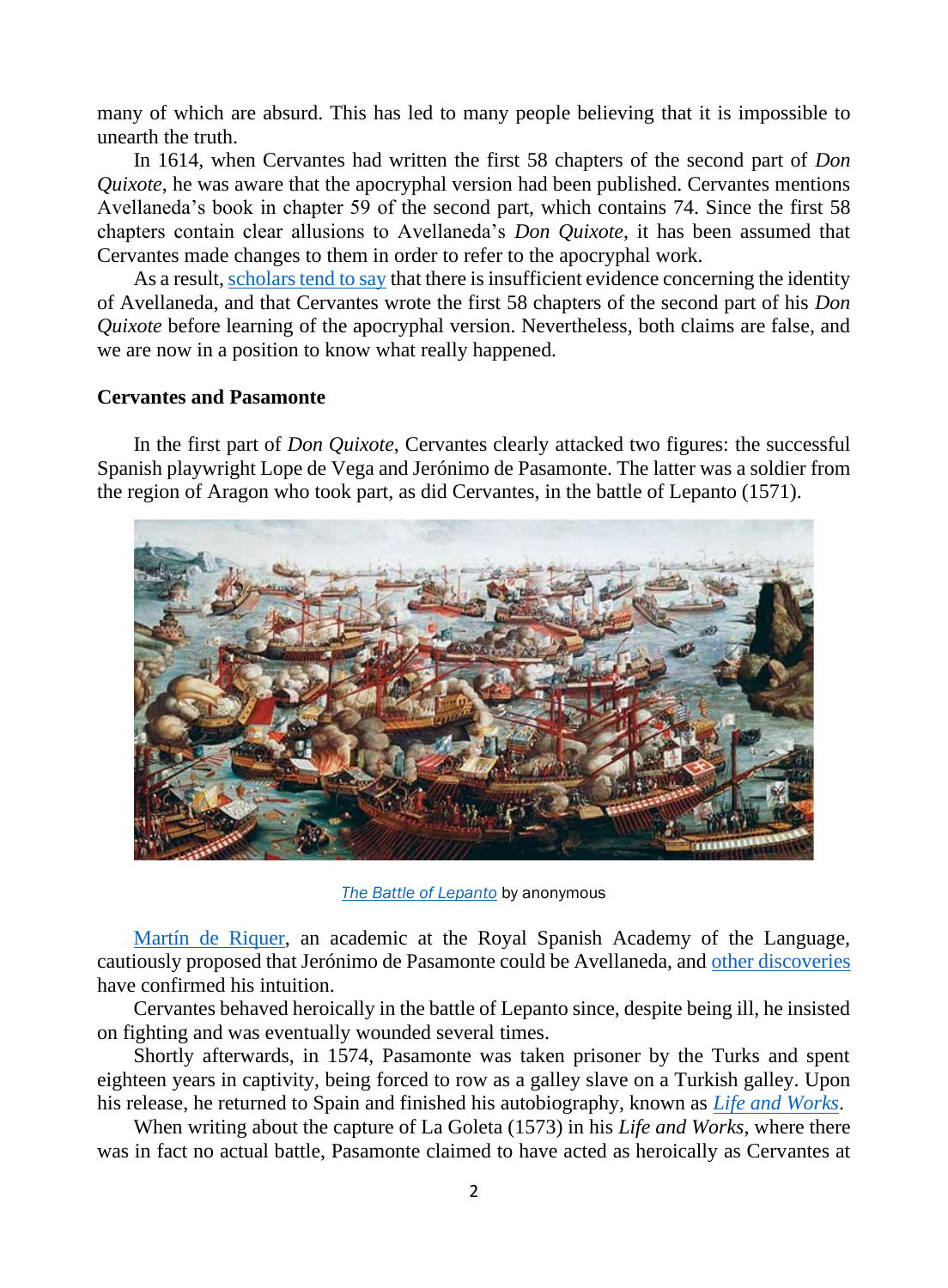many of which are absurd. This has led to many people believing that it is impossible to unearth the truth.

In 1614, when Cervantes had written the first 58 chapters of the second part of *Don Quixote*, he was aware that the apocryphal version had been published. Cervantes mentions Avellaneda's book in chapter 59 of the second part, which contains 74. Since the first 58 chapters contain clear allusions to Avellaneda's *Don Quixote*, it has been assumed that Cervantes made changes to them in order to refer to the apocryphal work.

As a result, scholars tend to say that there is insufficient evidence concerning the identity of Avellaneda, and that Cervantes wrote the first 58 chapters of the second part of his *Don Quixote* before learning of the apocryphal version. Nevertheless, both claims are false, and we are now in a position to know what really happened.

## Cervantes and Pasamonte

In the first part of *Don Quixote*, Cervantes clearly attacked two figures: the successful Spanish playwright Lope de Vega and Jerónimo de Pasamonte. The latter was a soldier from the region of Aragon who took part, as did Cervantes, in the battle of Lepanto (1571).

*The Battle of Lepanto* by anonymous

Martín de Riquer, an academic at the Royal Spanish Academy of the Language, cautiously proposed that Jerónimo de Pasamonte could be Avellaneda, and other discoveries have confirmed his intuition.

Cervantes behaved heroically in the battle of Lepanto since, despite being ill, he insisted on fighting and was eventually wounded several times.

Shortly afterwards, in 1574, Pasamonte was taken prisoner by the Turks and spent eighteen years in captivity, being forced to row as a galley slave on a Turkish galley. Upon his release, he returned to Spain and finished his autobiography, known as *Life and Works*.

When writing about the capture of La Goleta (1573) in his *Life and Works*, where there was in fact no actual battle, Pasamonte claimed to have acted as heroically as Cervantes at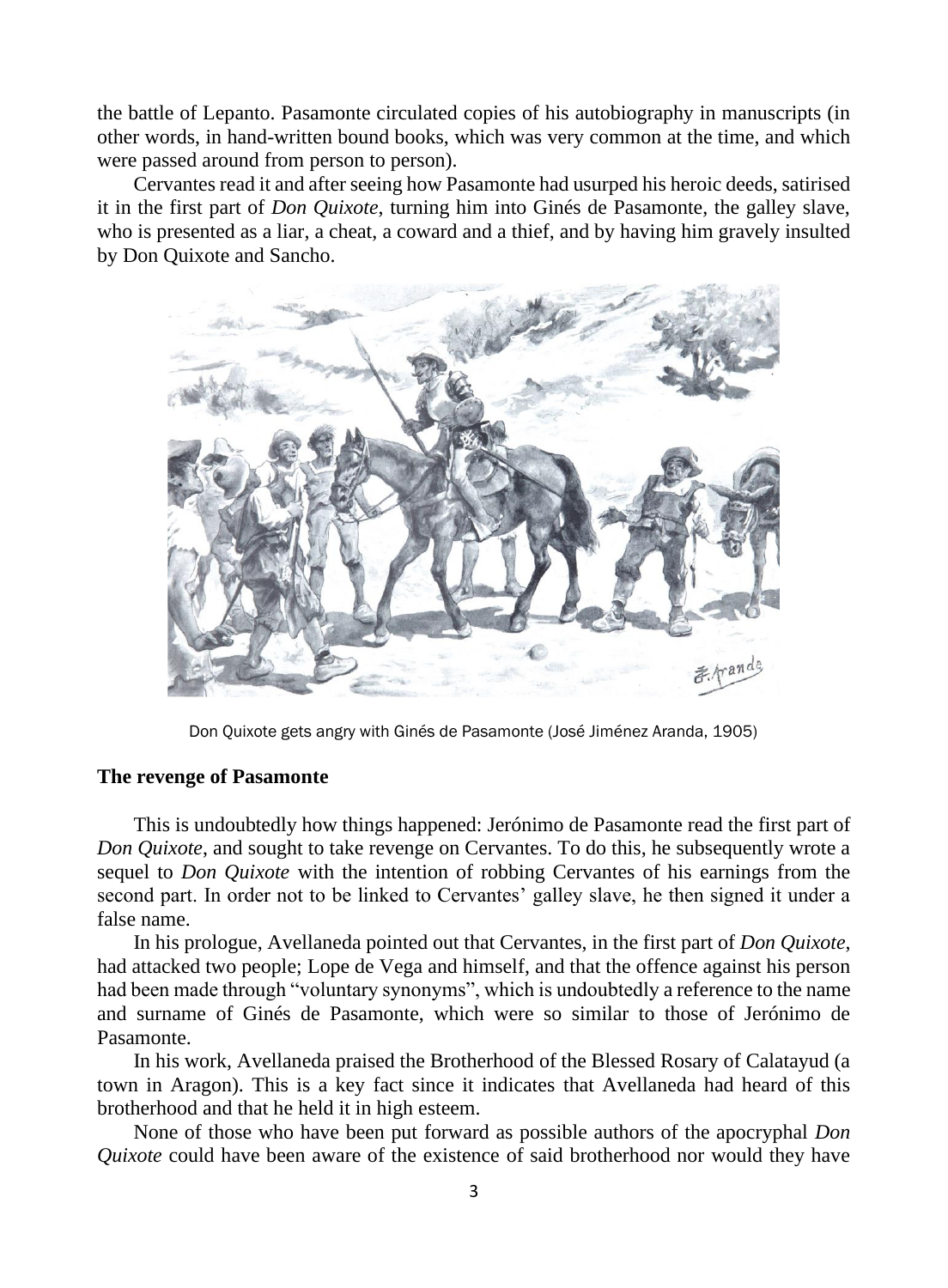the battle of Lepanto. Pasamonte circulated copies of his autobiography in manuscripts (in other words, in hand-written bound books, which was very common at the time, and which were passed around from person to person).

Cervantes read it and after seeing how Pasamonte had usurped his heroic deeds, satirised it in the first part of *Don Quixote*, turning him into Ginés de Pasamonte, the galley slave, who is presented as a liar, a cheat, a coward and a thief, and by having him gravely insulted by Don Quixote and Sancho.

Don Quixote gets angry with Ginés de Pasamonte (José Jiménez Aranda, 1905)

### The revenge of Pasamonte

This is undoubtedly how things happened: Jerónimo de Pasamonte read the first part of *Don Quixote*, and sought to take revenge on Cervantes. To do this, he subsequently wrote a sequel to *Don Quixote* with the intention of robbing Cervantes of his earnings from the second part. In order not to be linked to Cervantes' galley slave, he then signed it under a false name.

In his prologue, Avellaneda pointed out that Cervantes, in the first part of *Don Quixote*, had attacked two people; Lope de Vega and himself, and that the offence against his person had been made through "voluntary synonyms", which is undoubtedly a reference to the name and surname of Ginés de Pasamonte, which were so similar to those of Jerónimo de Pasamonte.

In his work, Avellaneda praised the Brotherhood of the Blessed Rosary of Calatayud (a town in Aragon). This is a key fact since it indicates that Avellaneda had heard of this brotherhood and that he held it in high esteem.

None of those who have been put forward as possible authors of the apocryphal *Don Quixote* could have been aware of the existence of said brotherhood nor would they have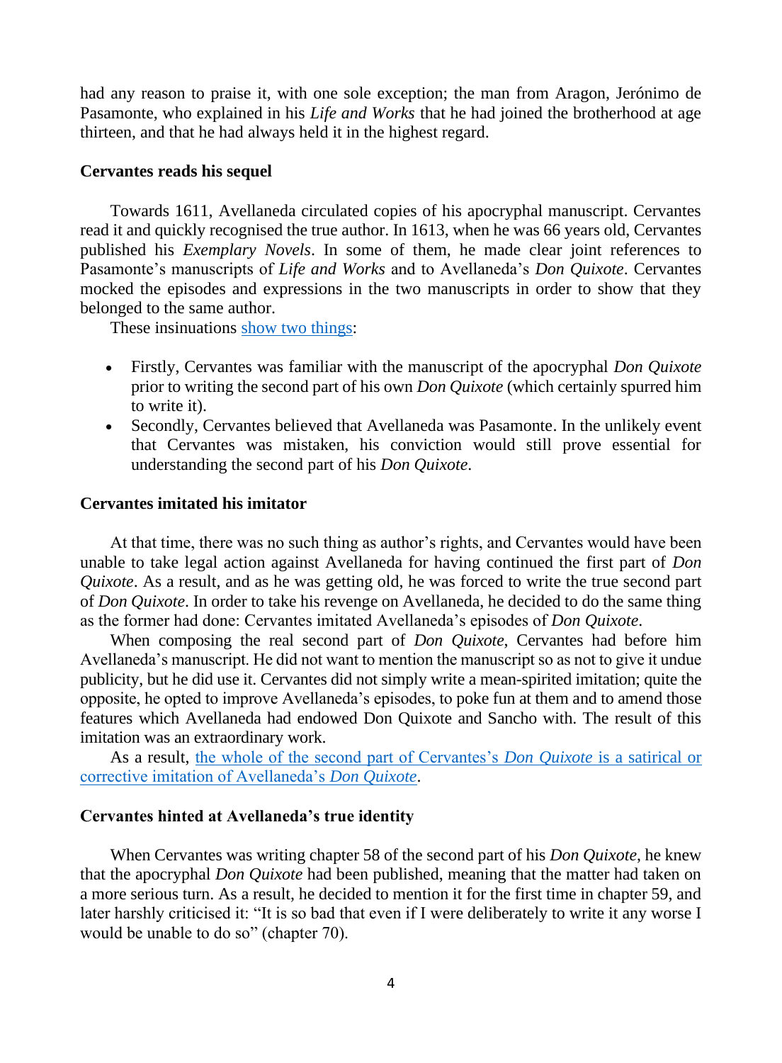had any reason to praise it, with one sole exception; the man from Aragon, Jerónimo de Pasamonte, who explained in his *Life and Works* that he had joined the brotherhood at age thirteen, and that he had always held it in the highest regard.

**Cervantes reads his sequel**

Towards 1611, Avellaneda circulated copies of his apocryphal manuscript. Cervantes read it and quickly recognised the true author. In 1613, when he was 66 years old, Cervantes published his *Exemplary Novels*. In some of them, he made clear joint references to Pasamonte's manuscripts of *Life and Works* and to Avellaneda's *Don Quixote*. Cervantes mocked the episodes and expressions in the two manuscripts in order to show that they belonged to the same author.

These insinuations show two things:

- Firstly, Cervantes was familiar with the manuscript of the apocryphal *Don Quixote* prior to writing the second part of his own *Don Quixote* (which certainly spurred him to write it).
- Secondly, Cervantes believed that Avellaneda was Pasamonte. In the unlikely event that Cervantes was mistaken, his conviction would still prove essential for understanding the second part of his *Don Quixote*.

**Cervantes imitated his imitator**

At that time, there was no such thing as author's rights, and Cervantes would have been unable to take legal action against Avellaneda for having continued the first part of *Don Quixote*. As a result, and as he was getting old, he was forced to write the true second part of *Don Quixote*. In order to take his revenge on Avellaneda, he decided to do the same thing as the former had done: Cervantes imitated Avellaneda's episodes of *Don Quixote*.

When composing the real second part of *Don Quixote*, Cervantes had before him Avellaneda's manuscript. He did not want to mention the manuscript so as not to give it undue publicity, but he did use it. Cervantes did not simply write a mean-spirited imitation; quite the opposite, he opted to improve Avellaneda's episodes, to poke fun at them and to amend those features which Avellaneda had endowed Don Quixote and Sancho with. The result of this imitation was an extraordinary work.

As a result, the whole of the second part of Cervantes's *Don Quixote* is a satirical or corrective imitation of Avellaneda's *Don Quixote*.

**Cervantes hinted at Avellaneda's true identity**

When Cervantes was writing chapter 58 of the second part of his *Don Quixote*, he knew that the apocryphal *Don Quixote* had been published, meaning that the matter had taken on a more serious turn. As a result, he decided to mention it for the first time in chapter 59, and later harshly criticised it: "It is so bad that even if I were deliberately to write it any worse I would be unable to do so" (chapter 70).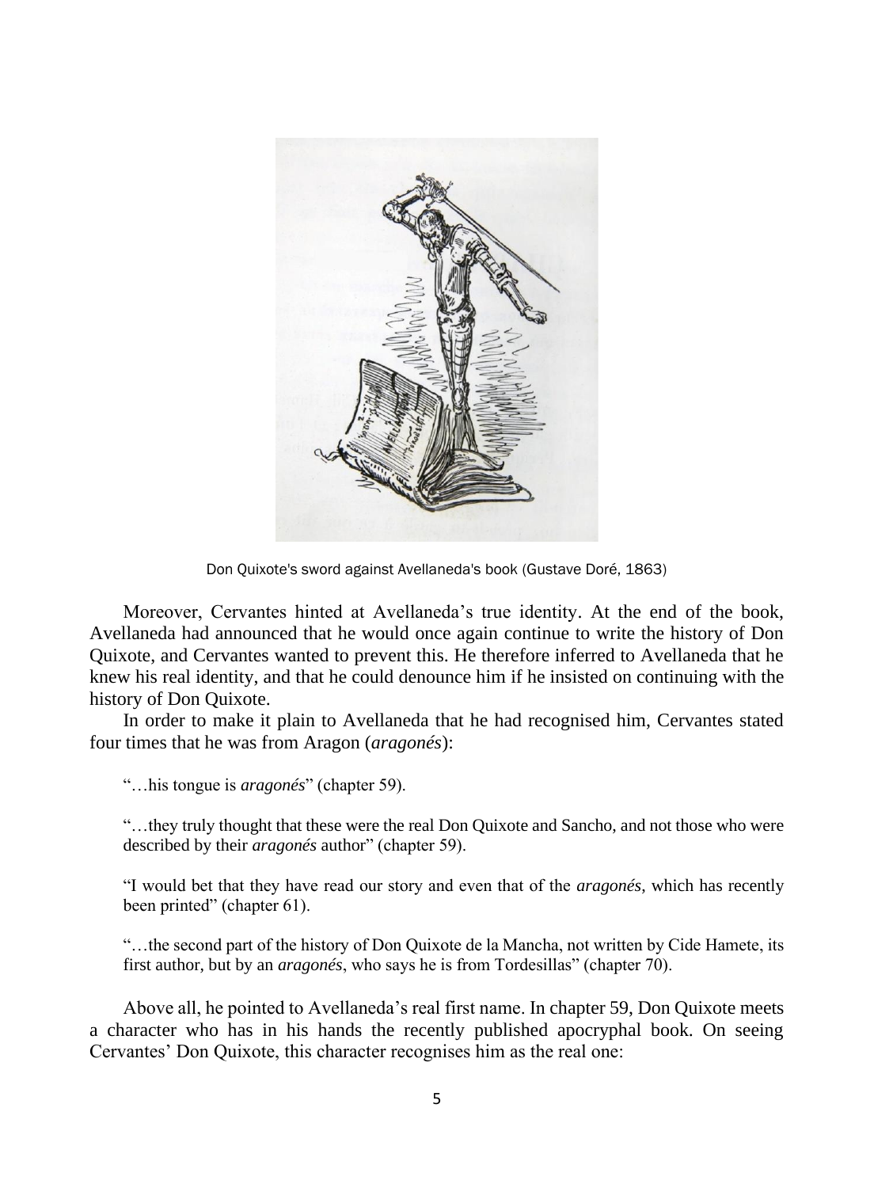Don Quixote's sword against Avellaneda's book (Gustave Doré, 1863)

Moreover, Cervantes hinted at Avellaneda's true identity. At the end of the book, Avellaneda had announced that he would once again continue to write the history of Don Quixote, and Cervantes wanted to prevent this. He therefore inferred to Avellaneda that he knew his real identity, and that he could denounce him if he insisted on continuing with the history of Don Quixote.

In order to make it plain to Avellaneda that he had recognised him, Cervantes stated four times that he was from Aragon (*aragonés*):

> "…his tongue is *aragonés*" (chapter 59).

> "…they truly thought that these were the real Don Quixote and Sancho, and not those who were described by their *aragonés* author" (chapter 59).

> "I would bet that they have read our story and even that of the *aragonés*, which has recently been printed" (chapter 61).

> "…the second part of the history of Don Quixote de la Mancha, not written by Cide Hamete, its first author, but by an *aragonés*, who says he is from Tordesillas" (chapter 70).

Above all, he pointed to Avellaneda's real first name. In chapter 59, Don Quixote meets a character who has in his hands the recently published apocryphal book. On seeing Cervantes' Don Quixote, this character recognises him as the real one: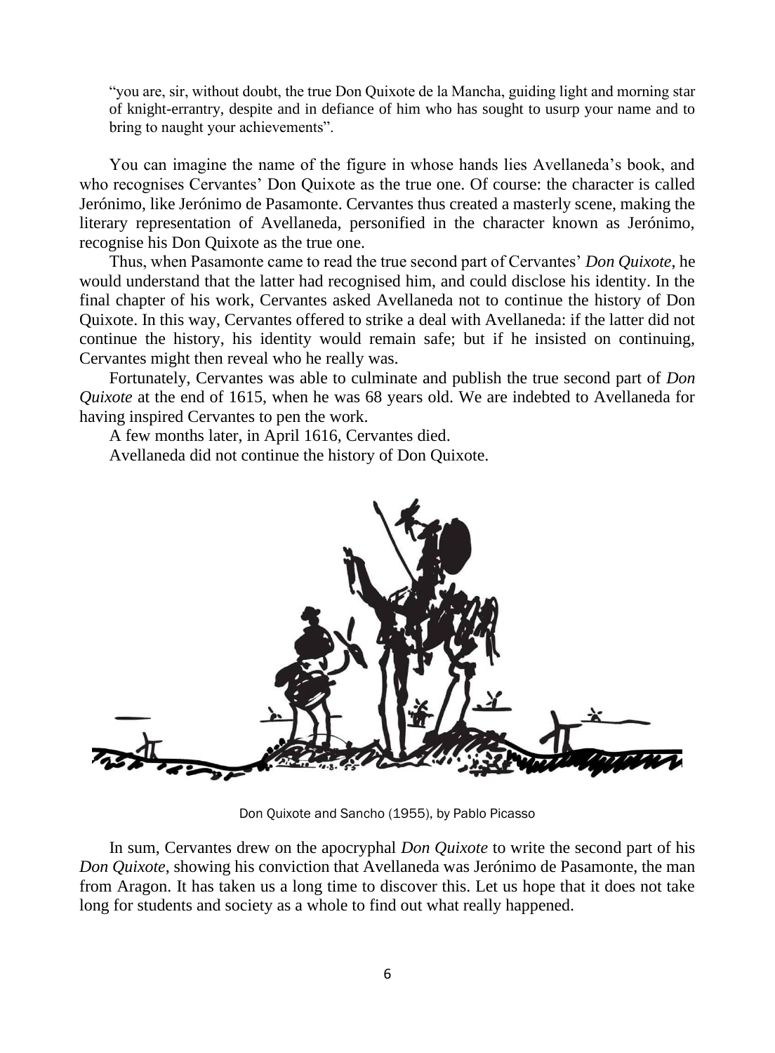"you are, sir, without doubt, the true Don Quixote de la Mancha, guiding light and morning star of knight-errantry, despite and in defiance of him who has sought to usurp your name and to bring to naught your achievements".

You can imagine the name of the figure in whose hands lies Avellaneda's book, and who recognises Cervantes' Don Quixote as the true one. Of course: the character is called Jerónimo, like Jerónimo de Pasamonte. Cervantes thus created a masterly scene, making the literary representation of Avellaneda, personified in the character known as Jerónimo, recognise his Don Quixote as the true one.

Thus, when Pasamonte came to read the true second part of Cervantes' *Don Quixote*, he would understand that the latter had recognised him, and could disclose his identity. In the final chapter of his work, Cervantes asked Avellaneda not to continue the history of Don Quixote. In this way, Cervantes offered to strike a deal with Avellaneda: if the latter did not continue the history, his identity would remain safe; but if he insisted on continuing, Cervantes might then reveal who he really was.

Fortunately, Cervantes was able to culminate and publish the true second part of *Don Quixote* at the end of 1615, when he was 68 years old. We are indebted to Avellaneda for having inspired Cervantes to pen the work.

A few months later, in April 1616, Cervantes died.

Avellaneda did not continue the history of Don Quixote.

Don Quixote and Sancho (1955), by Pablo Picasso

In sum, Cervantes drew on the apocryphal *Don Quixote* to write the second part of his *Don Quixote*, showing his conviction that Avellaneda was Jerónimo de Pasamonte, the man from Aragon. It has taken us a long time to discover this. Let us hope that it does not take long for students and society as a whole to find out what really happened.